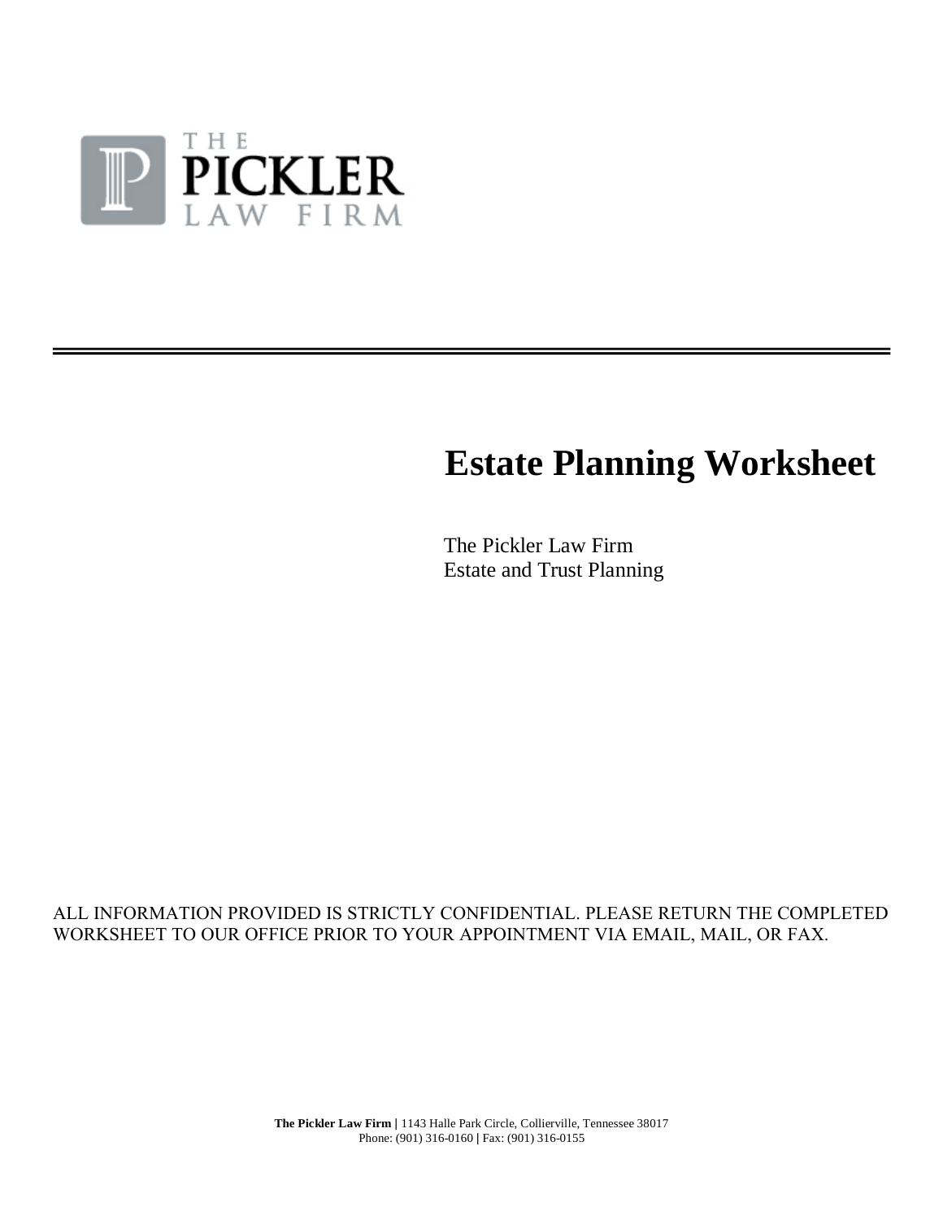THE PICKLER LAW FIRM

---

# Estate Planning Worksheet

The Pickler Law Firm
Estate and Trust Planning

ALL INFORMATION PROVIDED IS STRICTLY CONFIDENTIAL. PLEASE RETURN THE COMPLETED WORKSHEET TO OUR OFFICE PRIOR TO YOUR APPOINTMENT VIA EMAIL, MAIL, OR FAX.

**The Pickler Law Firm |** 1143 Halle Park Circle, Collierville, Tennessee 38017
Phone: (901) 316-0160 **|** Fax: (901) 316-0155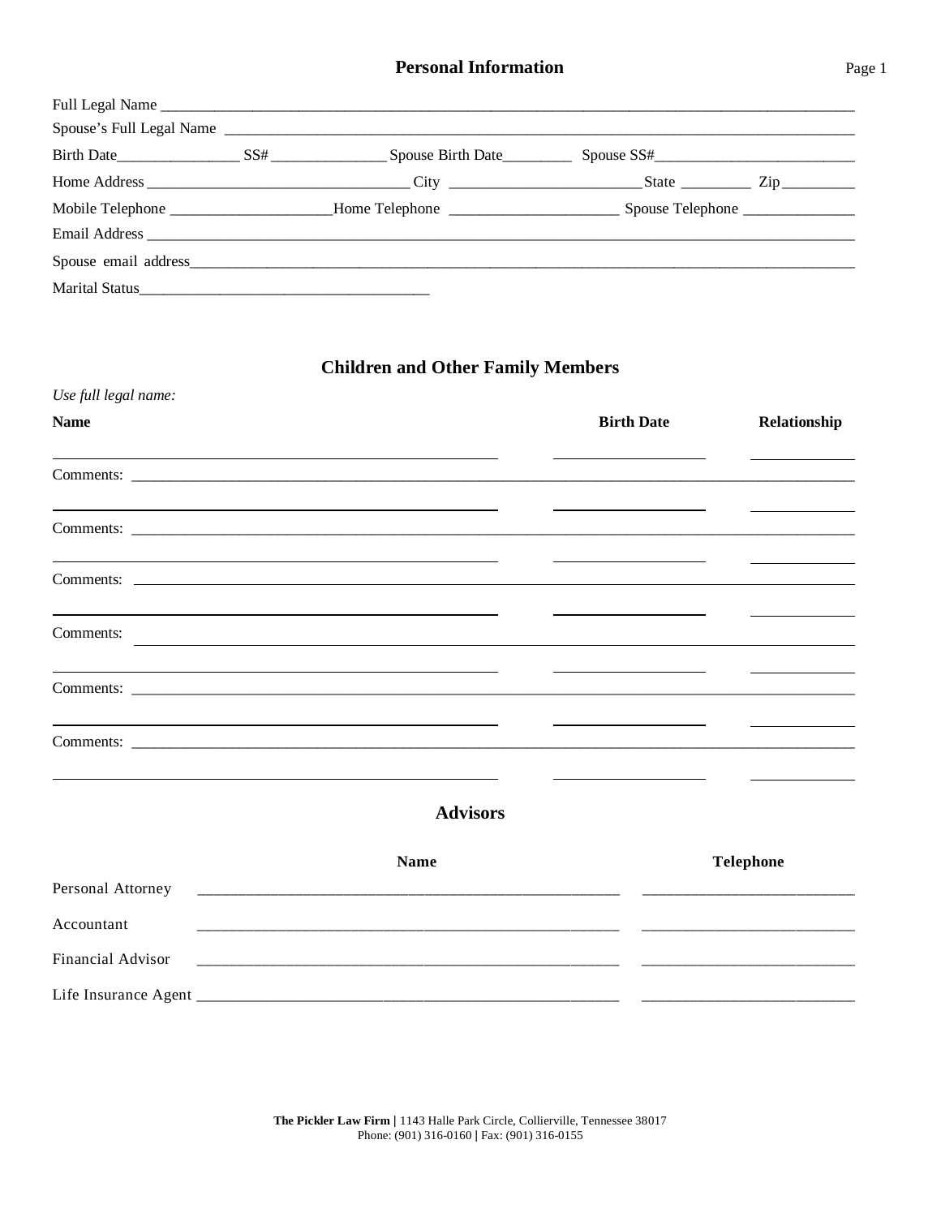## Personal Information

Full Legal Name ____________________________________________________________

Spouse's Full Legal Name ____________________________________________________________

Birth Date________________ SS# _______________ Spouse Birth Date_________ Spouse SS#__________________________

Home Address __________________________________ City _________________________ State _________ Zip _________

Mobile Telephone _____________________Home Telephone ______________________ Spouse Telephone _______________

Email Address ____________________________________________________________

Spouse email address____________________________________________________________

Marital Status______________________________________

## Children and Other Family Members

*Use full legal name:*

| Name | Birth Date | Relationship |
|---|---|---|
| | | |
| Comments: | | |
| | | |
| Comments: | | |
| | | |
| Comments: | | |
| | | |
| Comments: | | |
| | | |
| Comments: | | |
| | | |
| Comments: | | |
| | | |

## Advisors

| | Name | Telephone |
|---|---|---|
| Personal Attorney | | |
| Accountant | | |
| Financial Advisor | | |
| Life Insurance Agent | | |

**The Pickler Law Firm |** 1143 Halle Park Circle, Collierville, Tennessee 38017
Phone: (901) 316-0160 | Fax: (901) 316-0155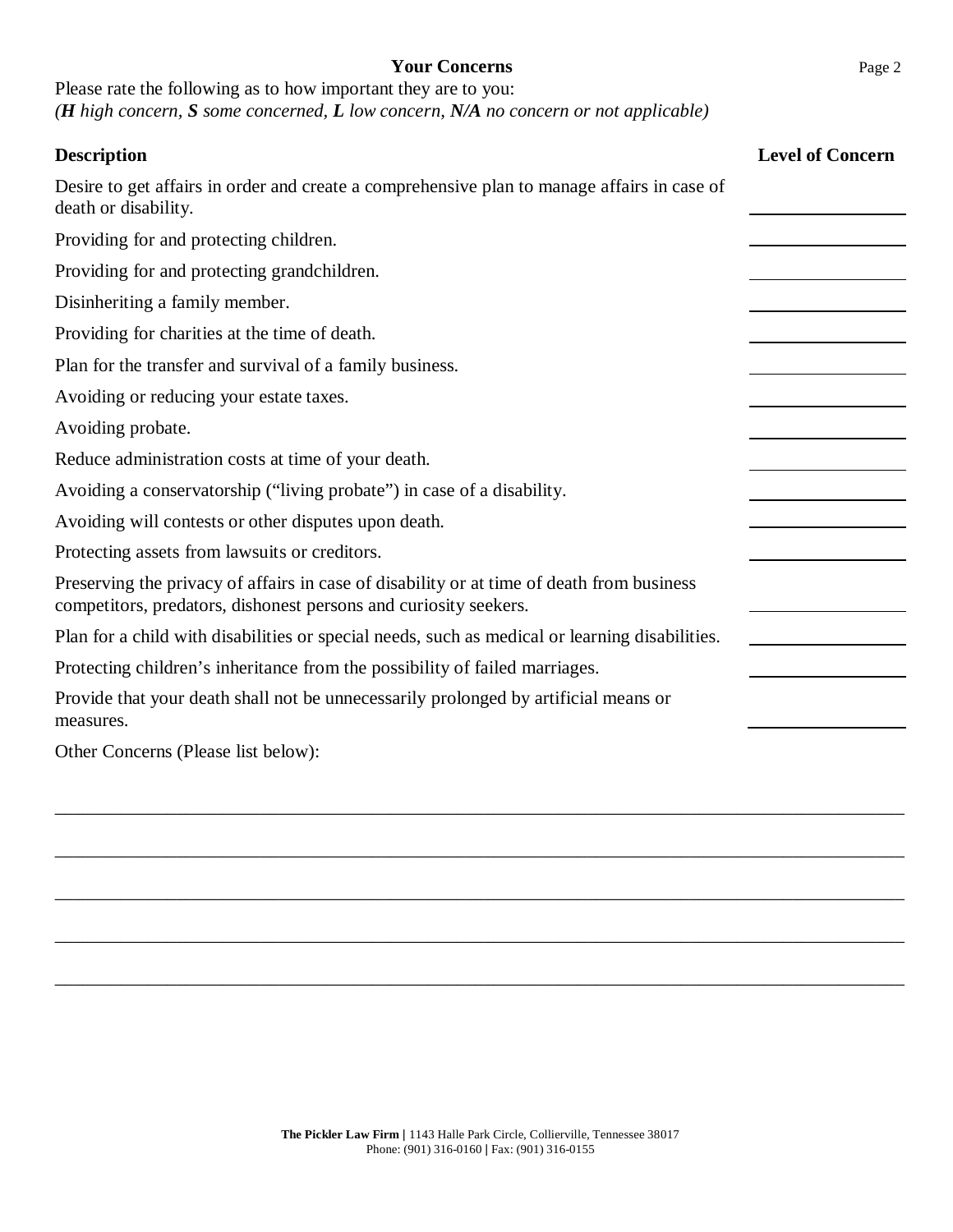## Your Concerns

Please rate the following as to how important they are to you:
*(**H** high concern, **S** some concerned, **L** low concern, **N/A** no concern or not applicable)*

| **Description** | **Level of Concern** |
|---|---|
| Desire to get affairs in order and create a comprehensive plan to manage affairs in case of death or disability. | ________ |
| Providing for and protecting children. | ________ |
| Providing for and protecting grandchildren. | ________ |
| Disinheriting a family member. | ________ |
| Providing for charities at the time of death. | ________ |
| Plan for the transfer and survival of a family business. | ________ |
| Avoiding or reducing your estate taxes. | ________ |
| Avoiding probate. | ________ |
| Reduce administration costs at time of your death. | ________ |
| Avoiding a conservatorship ("living probate") in case of a disability. | ________ |
| Avoiding will contests or other disputes upon death. | ________ |
| Protecting assets from lawsuits or creditors. | ________ |
| Preserving the privacy of affairs in case of disability or at time of death from business competitors, predators, dishonest persons and curiosity seekers. | ________ |
| Plan for a child with disabilities or special needs, such as medical or learning disabilities. | ________ |
| Protecting children's inheritance from the possibility of failed marriages. | ________ |
| Provide that your death shall not be unnecessarily prolonged by artificial means or measures. | ________ |

Other Concerns (Please list below):

______________________________________________________________________________

______________________________________________________________________________

______________________________________________________________________________

______________________________________________________________________________

______________________________________________________________________________

**The Pickler Law Firm |** 1143 Halle Park Circle, Collierville, Tennessee 38017
Phone: (901) 316-0160 **|** Fax: (901) 316-0155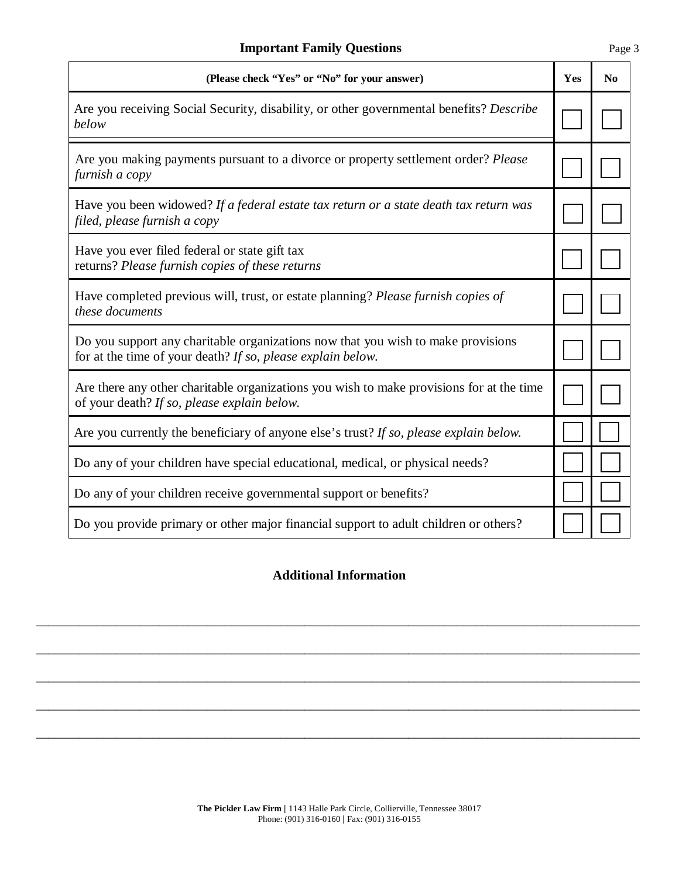## Important Family Questions

| (Please check "Yes" or "No" for your answer) | Yes | No |
|---|---|---|
| Are you receiving Social Security, disability, or other governmental benefits? *Describe below* | ☐ | ☐ |
| Are you making payments pursuant to a divorce or property settlement order? *Please furnish a copy* | ☐ | ☐ |
| Have you been widowed? *If a federal estate tax return or a state death tax return was filed, please furnish a copy* | ☐ | ☐ |
| Have you ever filed federal or state gift tax returns? *Please furnish copies of these returns* | ☐ | ☐ |
| Have completed previous will, trust, or estate planning? *Please furnish copies of these documents* | ☐ | ☐ |
| Do you support any charitable organizations now that you wish to make provisions for at the time of your death? *If so, please explain below.* | ☐ | ☐ |
| Are there any other charitable organizations you wish to make provisions for at the time of your death? *If so, please explain below.* | ☐ | ☐ |
| Are you currently the beneficiary of anyone else's trust? *If so, please explain below.* | ☐ | ☐ |
| Do any of your children have special educational, medical, or physical needs? | ☐ | ☐ |
| Do any of your children receive governmental support or benefits? | ☐ | ☐ |
| Do you provide primary or other major financial support to adult children or others? | ☐ | ☐ |

### Additional Information

\_\_\_\_\_\_\_\_\_\_\_\_\_\_\_\_\_\_\_\_\_\_\_\_\_\_\_\_\_\_\_\_\_\_\_\_\_\_\_\_\_\_\_\_\_\_\_\_\_\_\_\_\_\_\_\_\_\_\_\_\_\_\_\_\_\_\_\_\_\_\_\_\_\_\_\_\_\_

\_\_\_\_\_\_\_\_\_\_\_\_\_\_\_\_\_\_\_\_\_\_\_\_\_\_\_\_\_\_\_\_\_\_\_\_\_\_\_\_\_\_\_\_\_\_\_\_\_\_\_\_\_\_\_\_\_\_\_\_\_\_\_\_\_\_\_\_\_\_\_\_\_\_\_\_\_\_

\_\_\_\_\_\_\_\_\_\_\_\_\_\_\_\_\_\_\_\_\_\_\_\_\_\_\_\_\_\_\_\_\_\_\_\_\_\_\_\_\_\_\_\_\_\_\_\_\_\_\_\_\_\_\_\_\_\_\_\_\_\_\_\_\_\_\_\_\_\_\_\_\_\_\_\_\_\_

\_\_\_\_\_\_\_\_\_\_\_\_\_\_\_\_\_\_\_\_\_\_\_\_\_\_\_\_\_\_\_\_\_\_\_\_\_\_\_\_\_\_\_\_\_\_\_\_\_\_\_\_\_\_\_\_\_\_\_\_\_\_\_\_\_\_\_\_\_\_\_\_\_\_\_\_\_\_

\_\_\_\_\_\_\_\_\_\_\_\_\_\_\_\_\_\_\_\_\_\_\_\_\_\_\_\_\_\_\_\_\_\_\_\_\_\_\_\_\_\_\_\_\_\_\_\_\_\_\_\_\_\_\_\_\_\_\_\_\_\_\_\_\_\_\_\_\_\_\_\_\_\_\_\_\_\_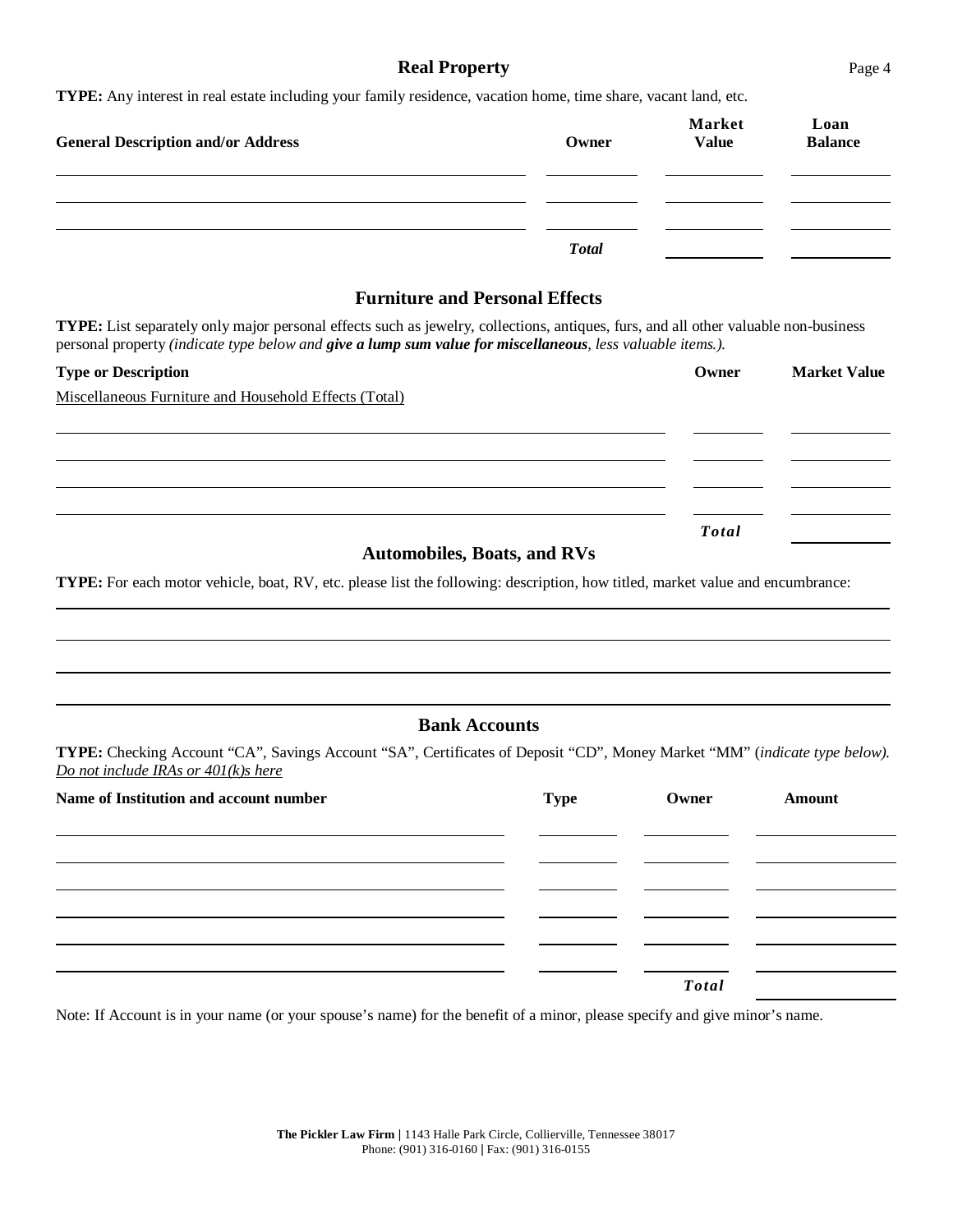## Real Property

**TYPE:** Any interest in real estate including your family residence, vacation home, time share, vacant land, etc.

| General Description and/or Address | Owner | Market Value | Loan Balance |
|---|---|---|---|
| | | | |
| | | | |
| | | | |
| | ***Total*** | | |

## Furniture and Personal Effects

**TYPE:** List separately only major personal effects such as jewelry, collections, antiques, furs, and all other valuable non-business personal property *(indicate type below and* ***give a lump sum value for miscellaneous****, less valuable items.).*

| Type or Description | Owner | Market Value |
|---|---|---|
| Miscellaneous Furniture and Household Effects (Total) | | |
| | | |
| | | |
| | | |
| | | |
| | ***Total*** | |

## Automobiles, Boats, and RVs

**TYPE:** For each motor vehicle, boat, RV, etc. please list the following: description, how titled, market value and encumbrance:

## Bank Accounts

**TYPE:** Checking Account "CA", Savings Account "SA", Certificates of Deposit "CD", Money Market "MM" (*indicate type below). Do not include IRAs or 401(k)s here*

| Name of Institution and account number | Type | Owner | Amount |
|---|---|---|---|
| | | | |
| | | | |
| | | | |
| | | | |
| | | | |
| | | | |
| | | ***Total*** | |

Note: If Account is in your name (or your spouse's name) for the benefit of a minor, please specify and give minor's name.

**The Pickler Law Firm |** 1143 Halle Park Circle, Collierville, Tennessee 38017
Phone: (901) 316-0160 **|** Fax: (901) 316-0155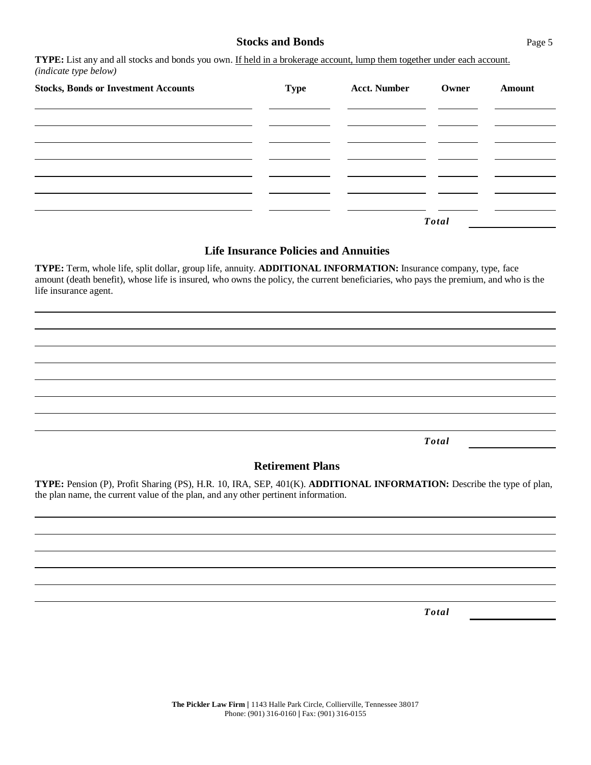## Stocks and Bonds

**TYPE:** List any and all stocks and bonds you own. <u>If held in a brokerage account, lump them together under each account.</u> *(indicate type below)*

| Stocks, Bonds or Investment Accounts | Type | Acct. Number | Owner | Amount |
|---|---|---|---|---|
| | | | | |
| | | | | |
| | | | | |
| | | | | |
| | | | | |
| | | | | |
| | | | | |
| | | | ***Total*** | |

## Life Insurance Policies and Annuities

**TYPE:** Term, whole life, split dollar, group life, annuity. **ADDITIONAL INFORMATION:** Insurance company, type, face amount (death benefit), whose life is insured, who owns the policy, the current beneficiaries, who pays the premium, and who is the life insurance agent.

***Total*** ______________

## Retirement Plans

**TYPE:** Pension (P), Profit Sharing (PS), H.R. 10, IRA, SEP, 401(K). **ADDITIONAL INFORMATION:** Describe the type of plan, the plan name, the current value of the plan, and any other pertinent information.

***Total*** ______________

**The Pickler Law Firm |** 1143 Halle Park Circle, Collierville, Tennessee 38017
Phone: (901) 316-0160 | Fax: (901) 316-0155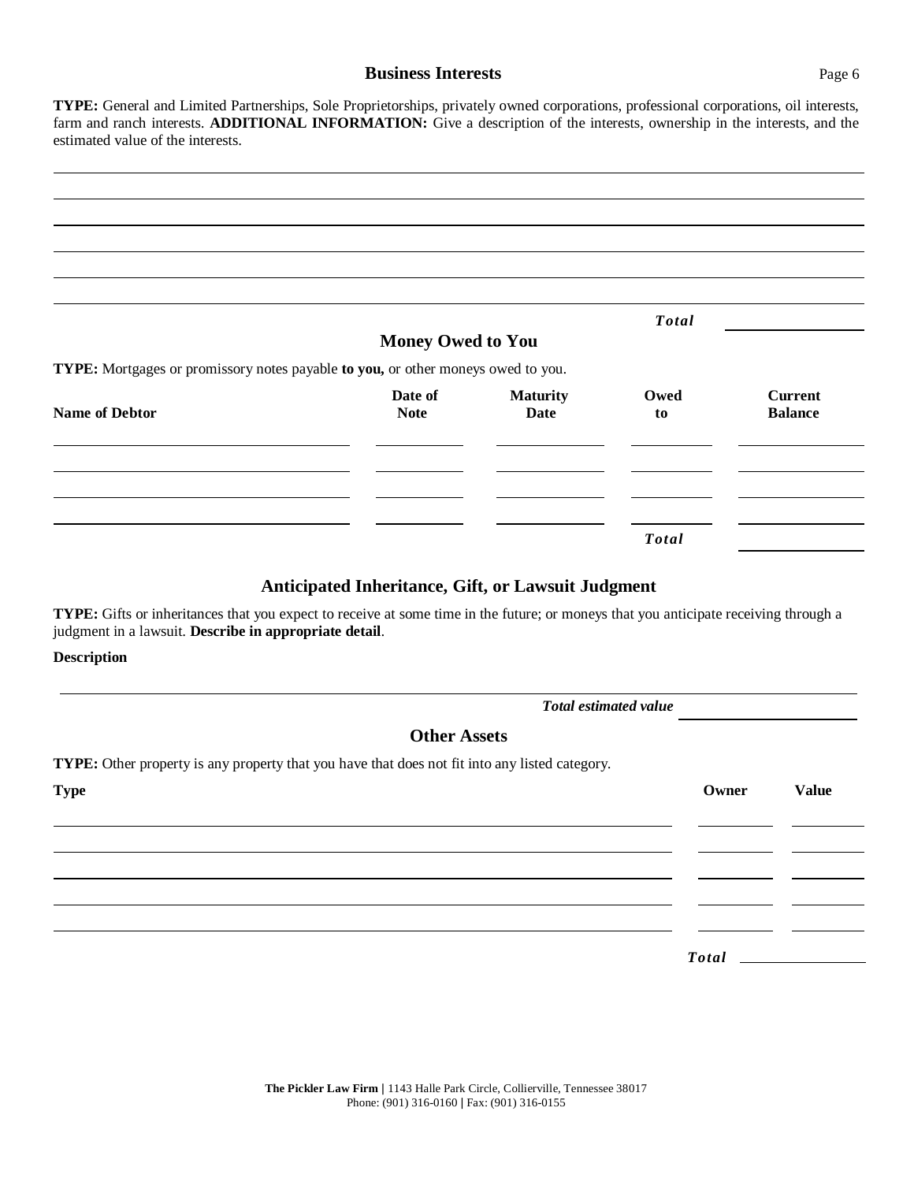## Business Interests

**TYPE:** General and Limited Partnerships, Sole Proprietorships, privately owned corporations, professional corporations, oil interests, farm and ranch interests. **ADDITIONAL INFORMATION:** Give a description of the interests, ownership in the interests, and the estimated value of the interests.

___

___

___

___

___

___

***Total*** ______

## Money Owed to You

**TYPE:** Mortgages or promissory notes payable **to you,** or other moneys owed to you.

| Name of Debtor | Date of Note | Maturity Date | Owed to | Current Balance |
|---|---|---|---|---|
| | | | | |
| | | | | |
| | | | | |
| | | | | |
| | | | ***Total*** | |

## Anticipated Inheritance, Gift, or Lawsuit Judgment

**TYPE:** Gifts or inheritances that you expect to receive at some time in the future; or moneys that you anticipate receiving through a judgment in a lawsuit. **Describe in appropriate detail**.

**Description**

___

***Total estimated value*** ______

## Other Assets

**TYPE:** Other property is any property that you have that does not fit into any listed category.

| Type | Owner | Value |
|---|---|---|
| | | |
| | | |
| | | |
| | | |
| | | |
| | ***Total*** | |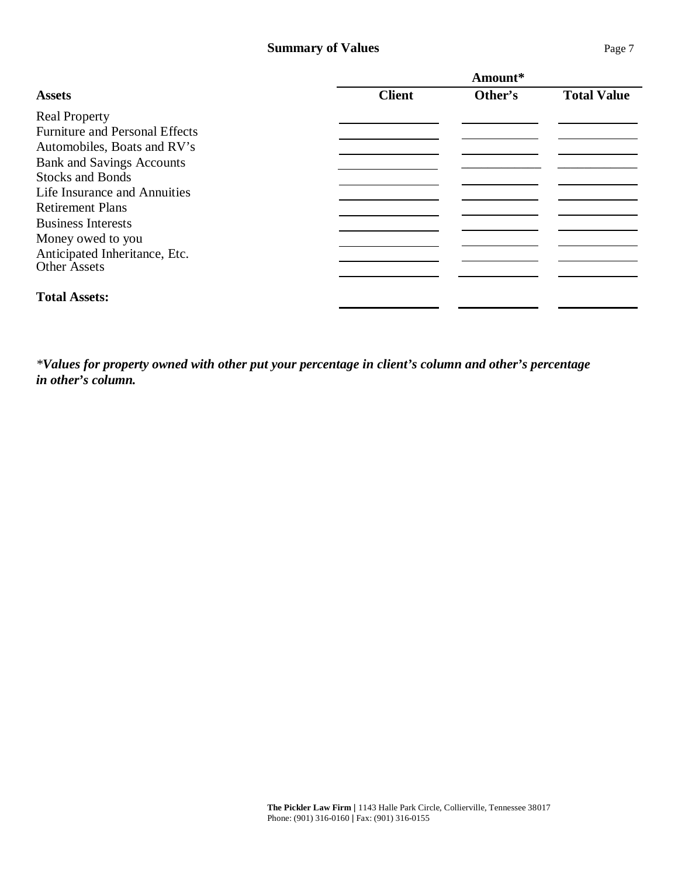## Summary of Values

| Assets | Amount* | | |
|---|---|---|---|
| | **Client** | **Other's** | **Total Value** |
| Real Property | | | |
| Furniture and Personal Effects | | | |
| Automobiles, Boats and RV's | | | |
| Bank and Savings Accounts | | | |
| Stocks and Bonds | | | |
| Life Insurance and Annuities | | | |
| Retirement Plans | | | |
| Business Interests | | | |
| Money owed to you | | | |
| Anticipated Inheritance, Etc. | | | |
| Other Assets | | | |
| **Total Assets:** | | | |

***Values for property owned with other put your percentage in client's column and other's percentage in other's column.***

**The Pickler Law Firm |** 1143 Halle Park Circle, Collierville, Tennessee 38017
Phone: (901) 316-0160 | Fax: (901) 316-0155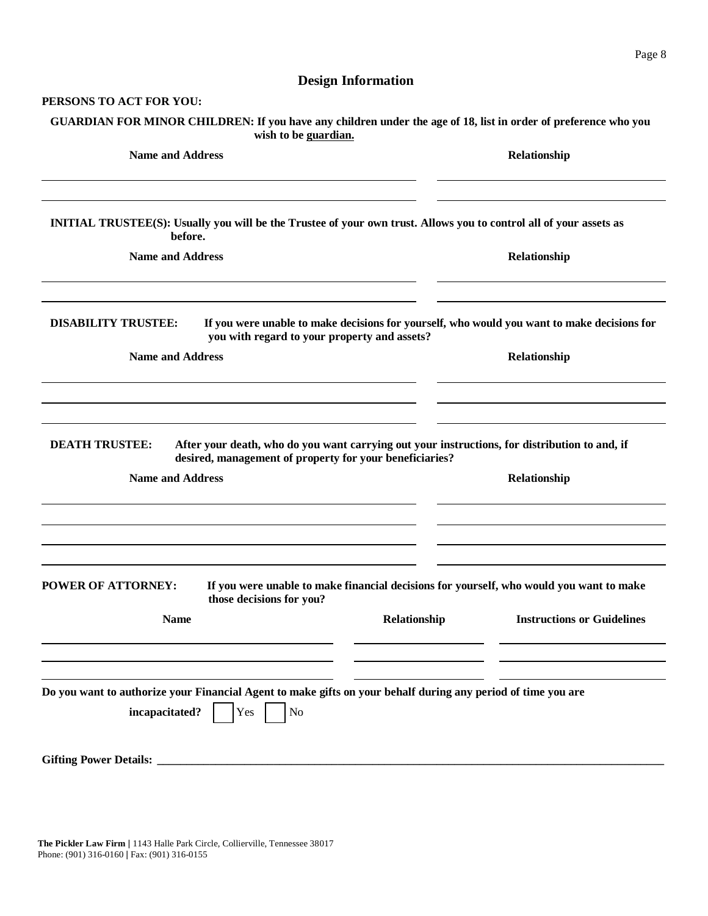# Design Information

**PERSONS TO ACT FOR YOU:**

**GUARDIAN FOR MINOR CHILDREN: If you have any children under the age of 18, list in order of preference who you wish to be guardian.**

| Name and Address | Relationship |
| --- | --- |
| | |
| | |

**INITIAL TRUSTEE(S): Usually you will be the Trustee of your own trust. Allows you to control all of your assets as before.**

| Name and Address | Relationship |
| --- | --- |
| | |
| | |

**DISABILITY TRUSTEE: If you were unable to make decisions for yourself, who would you want to make decisions for you with regard to your property and assets?**

| Name and Address | Relationship |
| --- | --- |
| | |
| | |
| | |

**DEATH TRUSTEE: After your death, who do you want carrying out your instructions, for distribution to and, if desired, management of property for your beneficiaries?**

| Name and Address | Relationship |
| --- | --- |
| | |
| | |
| | |
| | |

**POWER OF ATTORNEY: If you were unable to make financial decisions for yourself, who would you want to make those decisions for you?**

| Name | Relationship | Instructions or Guidelines |
| --- | --- | --- |
| | | |
| | | |
| | | |

**Do you want to authorize your Financial Agent to make gifts on your behalf during any period of time you are incapacitated?** ☐ Yes ☐ No

**Gifting Power Details:** ______________________________________________

**The Pickler Law Firm** | 1143 Halle Park Circle, Collierville, Tennessee 38017
Phone: (901) 316-0160 | Fax: (901) 316-0155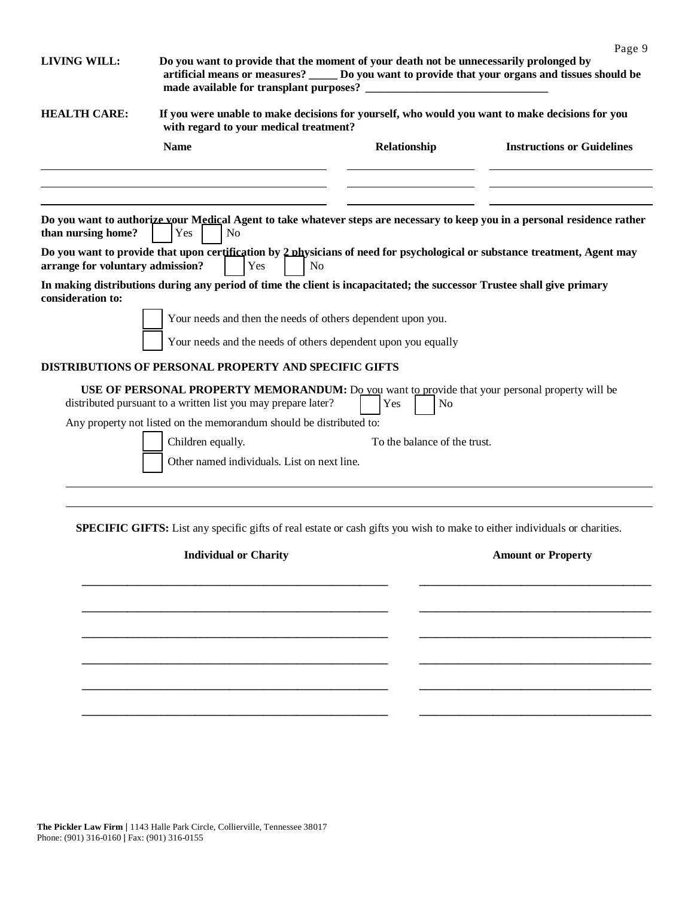**LIVING WILL:** **Do you want to provide that the moment of your death not be unnecessarily prolonged by artificial means or measures? _____ Do you want to provide that your organs and tissues should be made available for transplant purposes? ________________________________**

**HEALTH CARE:** **If you were unable to make decisions for yourself, who would you want to make decisions for you with regard to your medical treatment?**

| Name | Relationship | Instructions or Guidelines |
|---|---|---|
| | | |
| | | |
| | | |

**Do you want to authorize your Medical Agent to take whatever steps are necessary to keep you in a personal residence rather than nursing home?** ☐ Yes ☐ No

**Do you want to provide that upon certification by 2 physicians of need for psychological or substance treatment, Agent may arrange for voluntary admission?** ☐ Yes ☐ No

**In making distributions during any period of time the client is incapacitated; the successor Trustee shall give primary consideration to:**

☐ Your needs and then the needs of others dependent upon you.

☐ Your needs and the needs of others dependent upon you equally

## DISTRIBUTIONS OF PERSONAL PROPERTY AND SPECIFIC GIFTS

**USE OF PERSONAL PROPERTY MEMORANDUM:** Do you want to provide that your personal property will be distributed pursuant to a written list you may prepare later? ☐ Yes ☐ No

Any property not listed on the memorandum should be distributed to:

☐ Children equally. To the balance of the trust.

☐ Other named individuals. List on next line.

______________________________________________________________________

______________________________________________________________________

**SPECIFIC GIFTS:** List any specific gifts of real estate or cash gifts you wish to make to either individuals or charities.

| Individual or Charity | Amount or Property |
|---|---|
| | |
| | |
| | |
| | |
| | |
| | |

**The Pickler Law Firm |** 1143 Halle Park Circle, Collierville, Tennessee 38017
Phone: (901) 316-0160 | Fax: (901) 316-0155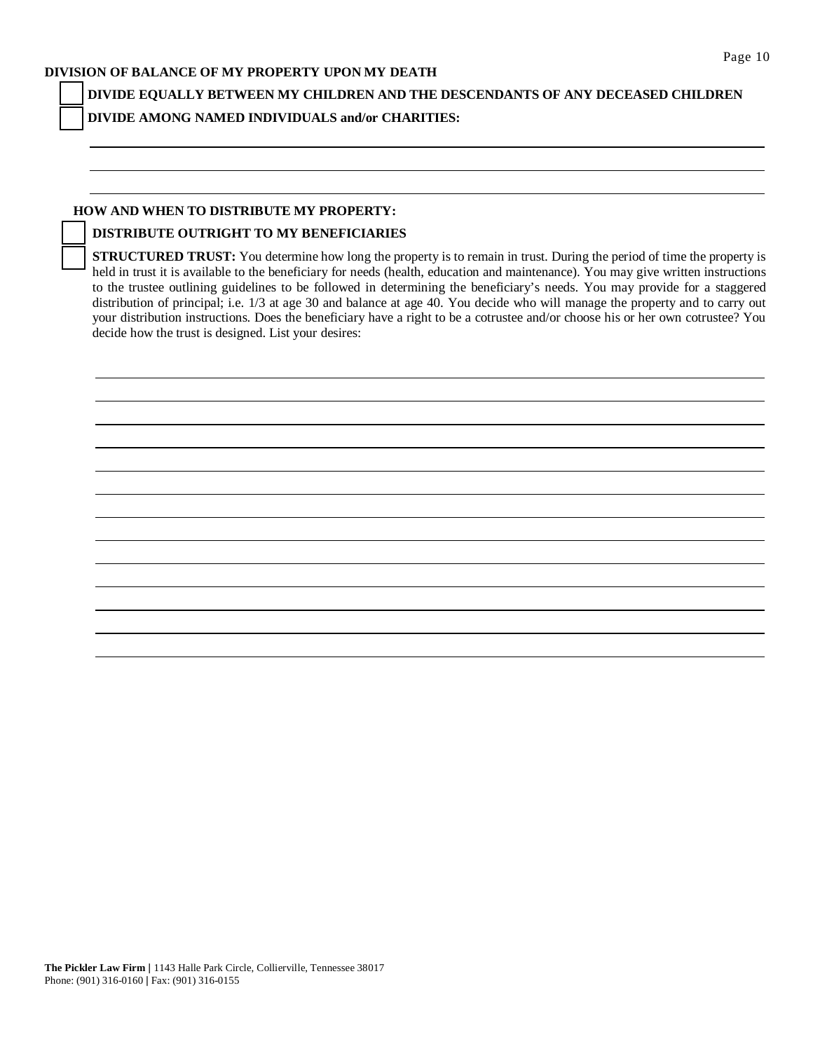## DIVISION OF BALANCE OF MY PROPERTY UPON MY DEATH

☐ **DIVIDE EQUALLY BETWEEN MY CHILDREN AND THE DESCENDANTS OF ANY DECEASED CHILDREN**

☐ **DIVIDE AMONG NAMED INDIVIDUALS and/or CHARITIES:**

\_\_\_\_\_\_\_\_\_\_\_\_\_\_\_\_\_\_\_\_\_\_\_\_\_\_\_\_\_\_\_\_\_\_\_\_\_\_\_\_\_\_\_\_\_\_\_\_\_\_\_\_\_\_\_\_\_\_\_\_\_\_\_\_\_\_\_\_\_\_\_\_\_\_\_\_\_\_

\_\_\_\_\_\_\_\_\_\_\_\_\_\_\_\_\_\_\_\_\_\_\_\_\_\_\_\_\_\_\_\_\_\_\_\_\_\_\_\_\_\_\_\_\_\_\_\_\_\_\_\_\_\_\_\_\_\_\_\_\_\_\_\_\_\_\_\_\_\_\_\_\_\_\_\_\_\_

\_\_\_\_\_\_\_\_\_\_\_\_\_\_\_\_\_\_\_\_\_\_\_\_\_\_\_\_\_\_\_\_\_\_\_\_\_\_\_\_\_\_\_\_\_\_\_\_\_\_\_\_\_\_\_\_\_\_\_\_\_\_\_\_\_\_\_\_\_\_\_\_\_\_\_\_\_\_

### HOW AND WHEN TO DISTRIBUTE MY PROPERTY:

☐ **DISTRIBUTE OUTRIGHT TO MY BENEFICIARIES**

☐ **STRUCTURED TRUST:** You determine how long the property is to remain in trust. During the period of time the property is held in trust it is available to the beneficiary for needs (health, education and maintenance). You may give written instructions to the trustee outlining guidelines to be followed in determining the beneficiary's needs. You may provide for a staggered distribution of principal; i.e. 1/3 at age 30 and balance at age 40. You decide who will manage the property and to carry out your distribution instructions. Does the beneficiary have a right to be a cotrustee and/or choose his or her own cotrustee? You decide how the trust is designed. List your desires:

\_\_\_\_\_\_\_\_\_\_\_\_\_\_\_\_\_\_\_\_\_\_\_\_\_\_\_\_\_\_\_\_\_\_\_\_\_\_\_\_\_\_\_\_\_\_\_\_\_\_\_\_\_\_\_\_\_\_\_\_\_\_\_\_\_\_\_\_\_\_\_\_\_\_\_\_\_\_

\_\_\_\_\_\_\_\_\_\_\_\_\_\_\_\_\_\_\_\_\_\_\_\_\_\_\_\_\_\_\_\_\_\_\_\_\_\_\_\_\_\_\_\_\_\_\_\_\_\_\_\_\_\_\_\_\_\_\_\_\_\_\_\_\_\_\_\_\_\_\_\_\_\_\_\_\_\_

\_\_\_\_\_\_\_\_\_\_\_\_\_\_\_\_\_\_\_\_\_\_\_\_\_\_\_\_\_\_\_\_\_\_\_\_\_\_\_\_\_\_\_\_\_\_\_\_\_\_\_\_\_\_\_\_\_\_\_\_\_\_\_\_\_\_\_\_\_\_\_\_\_\_\_\_\_\_

\_\_\_\_\_\_\_\_\_\_\_\_\_\_\_\_\_\_\_\_\_\_\_\_\_\_\_\_\_\_\_\_\_\_\_\_\_\_\_\_\_\_\_\_\_\_\_\_\_\_\_\_\_\_\_\_\_\_\_\_\_\_\_\_\_\_\_\_\_\_\_\_\_\_\_\_\_\_

\_\_\_\_\_\_\_\_\_\_\_\_\_\_\_\_\_\_\_\_\_\_\_\_\_\_\_\_\_\_\_\_\_\_\_\_\_\_\_\_\_\_\_\_\_\_\_\_\_\_\_\_\_\_\_\_\_\_\_\_\_\_\_\_\_\_\_\_\_\_\_\_\_\_\_\_\_\_

\_\_\_\_\_\_\_\_\_\_\_\_\_\_\_\_\_\_\_\_\_\_\_\_\_\_\_\_\_\_\_\_\_\_\_\_\_\_\_\_\_\_\_\_\_\_\_\_\_\_\_\_\_\_\_\_\_\_\_\_\_\_\_\_\_\_\_\_\_\_\_\_\_\_\_\_\_\_

\_\_\_\_\_\_\_\_\_\_\_\_\_\_\_\_\_\_\_\_\_\_\_\_\_\_\_\_\_\_\_\_\_\_\_\_\_\_\_\_\_\_\_\_\_\_\_\_\_\_\_\_\_\_\_\_\_\_\_\_\_\_\_\_\_\_\_\_\_\_\_\_\_\_\_\_\_\_

\_\_\_\_\_\_\_\_\_\_\_\_\_\_\_\_\_\_\_\_\_\_\_\_\_\_\_\_\_\_\_\_\_\_\_\_\_\_\_\_\_\_\_\_\_\_\_\_\_\_\_\_\_\_\_\_\_\_\_\_\_\_\_\_\_\_\_\_\_\_\_\_\_\_\_\_\_\_

\_\_\_\_\_\_\_\_\_\_\_\_\_\_\_\_\_\_\_\_\_\_\_\_\_\_\_\_\_\_\_\_\_\_\_\_\_\_\_\_\_\_\_\_\_\_\_\_\_\_\_\_\_\_\_\_\_\_\_\_\_\_\_\_\_\_\_\_\_\_\_\_\_\_\_\_\_\_

\_\_\_\_\_\_\_\_\_\_\_\_\_\_\_\_\_\_\_\_\_\_\_\_\_\_\_\_\_\_\_\_\_\_\_\_\_\_\_\_\_\_\_\_\_\_\_\_\_\_\_\_\_\_\_\_\_\_\_\_\_\_\_\_\_\_\_\_\_\_\_\_\_\_\_\_\_\_

\_\_\_\_\_\_\_\_\_\_\_\_\_\_\_\_\_\_\_\_\_\_\_\_\_\_\_\_\_\_\_\_\_\_\_\_\_\_\_\_\_\_\_\_\_\_\_\_\_\_\_\_\_\_\_\_\_\_\_\_\_\_\_\_\_\_\_\_\_\_\_\_\_\_\_\_\_\_

\_\_\_\_\_\_\_\_\_\_\_\_\_\_\_\_\_\_\_\_\_\_\_\_\_\_\_\_\_\_\_\_\_\_\_\_\_\_\_\_\_\_\_\_\_\_\_\_\_\_\_\_\_\_\_\_\_\_\_\_\_\_\_\_\_\_\_\_\_\_\_\_\_\_\_\_\_\_

\_\_\_\_\_\_\_\_\_\_\_\_\_\_\_\_\_\_\_\_\_\_\_\_\_\_\_\_\_\_\_\_\_\_\_\_\_\_\_\_\_\_\_\_\_\_\_\_\_\_\_\_\_\_\_\_\_\_\_\_\_\_\_\_\_\_\_\_\_\_\_\_\_\_\_\_\_\_

**The Pickler Law Firm |** 1143 Halle Park Circle, Collierville, Tennessee 38017
Phone: (901) 316-0160 **|** Fax: (901) 316-0155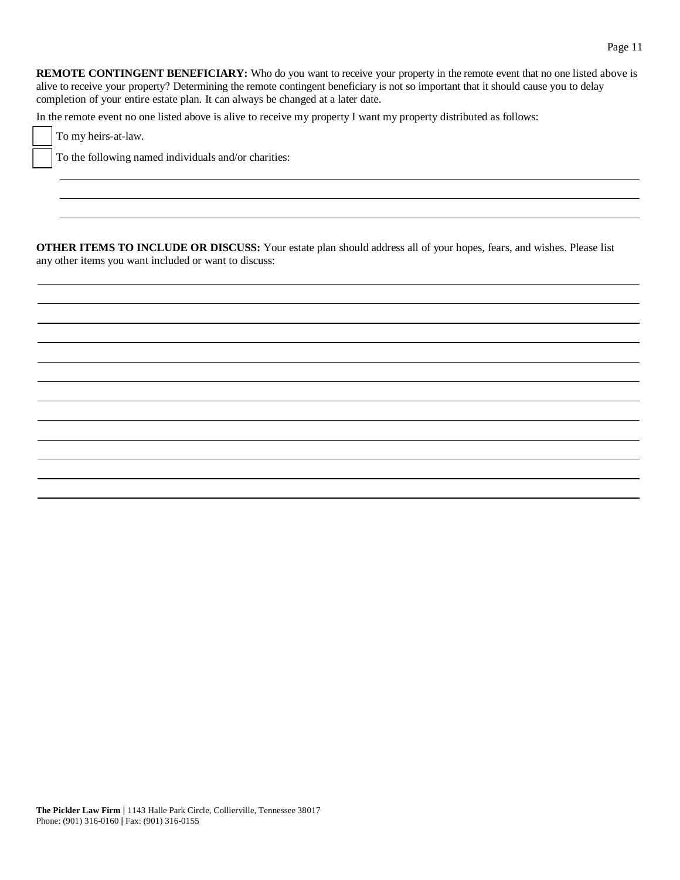**REMOTE CONTINGENT BENEFICIARY:** Who do you want to receive your property in the remote event that no one listed above is alive to receive your property? Determining the remote contingent beneficiary is not so important that it should cause you to delay completion of your entire estate plan. It can always be changed at a later date.

In the remote event no one listed above is alive to receive my property I want my property distributed as follows:

☐ To my heirs-at-law.

☐ To the following named individuals and/or charities:

______________________________________________________________________________

______________________________________________________________________________

______________________________________________________________________________

**OTHER ITEMS TO INCLUDE OR DISCUSS:** Your estate plan should address all of your hopes, fears, and wishes. Please list any other items you want included or want to discuss:

______________________________________________________________________________

______________________________________________________________________________

______________________________________________________________________________

______________________________________________________________________________

______________________________________________________________________________

______________________________________________________________________________

______________________________________________________________________________

______________________________________________________________________________

______________________________________________________________________________

______________________________________________________________________________

______________________________________________________________________________

______________________________________________________________________________